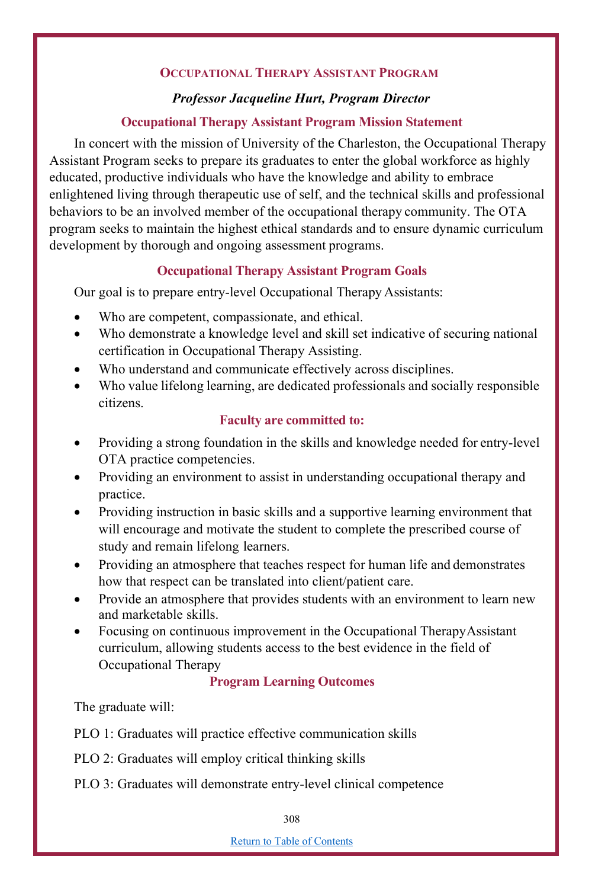## Occupational Therapy Assistant Program

***Professor Jacqueline Hurt, Program Director***

### Occupational Therapy Assistant Program Mission Statement

In concert with the mission of University of the Charleston, the Occupational Therapy Assistant Program seeks to prepare its graduates to enter the global workforce as highly educated, productive individuals who have the knowledge and ability to embrace enlightened living through therapeutic use of self, and the technical skills and professional behaviors to be an involved member of the occupational therapy community. The OTA program seeks to maintain the highest ethical standards and to ensure dynamic curriculum development by thorough and ongoing assessment programs.

### Occupational Therapy Assistant Program Goals

Our goal is to prepare entry-level Occupational Therapy Assistants:

- Who are competent, compassionate, and ethical.
- Who demonstrate a knowledge level and skill set indicative of securing national certification in Occupational Therapy Assisting.
- Who understand and communicate effectively across disciplines.
- Who value lifelong learning, are dedicated professionals and socially responsible citizens.

### Faculty are committed to:

- Providing a strong foundation in the skills and knowledge needed for entry-level OTA practice competencies.
- Providing an environment to assist in understanding occupational therapy and practice.
- Providing instruction in basic skills and a supportive learning environment that will encourage and motivate the student to complete the prescribed course of study and remain lifelong learners.
- Providing an atmosphere that teaches respect for human life and demonstrates how that respect can be translated into client/patient care.
- Provide an atmosphere that provides students with an environment to learn new and marketable skills.
- Focusing on continuous improvement in the Occupational TherapyAssistant curriculum, allowing students access to the best evidence in the field of Occupational Therapy

### Program Learning Outcomes

The graduate will:

PLO 1: Graduates will practice effective communication skills

PLO 2: Graduates will employ critical thinking skills

PLO 3: Graduates will demonstrate entry-level clinical competence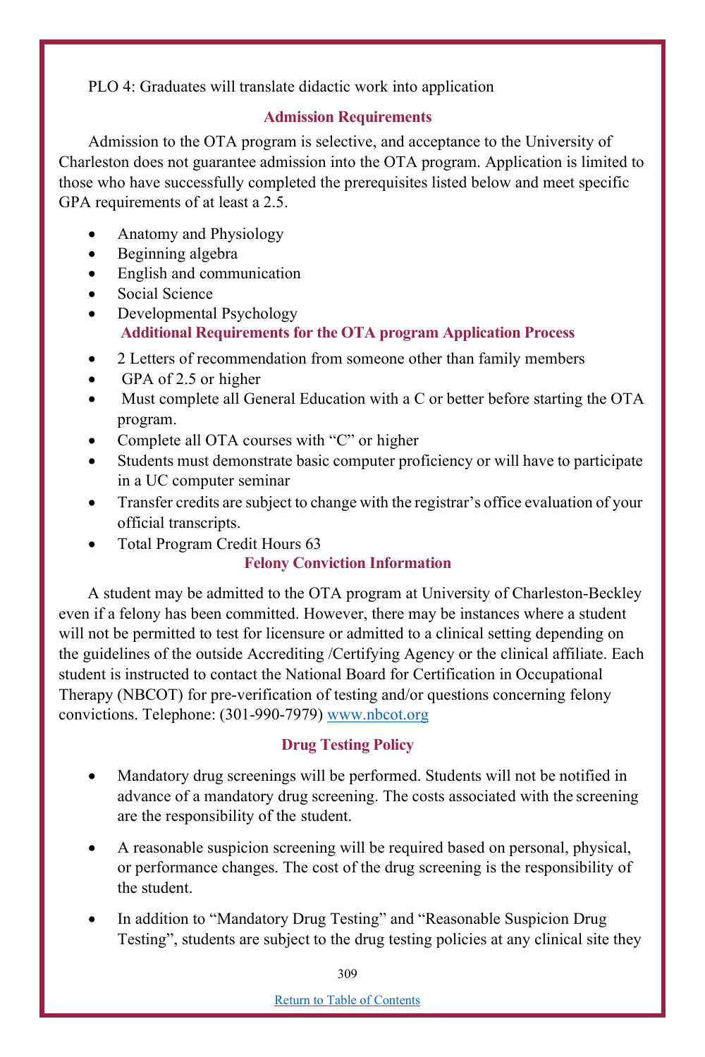PLO 4: Graduates will translate didactic work into application

## Admission Requirements

Admission to the OTA program is selective, and acceptance to the University of Charleston does not guarantee admission into the OTA program. Application is limited to those who have successfully completed the prerequisites listed below and meet specific GPA requirements of at least a 2.5.

- Anatomy and Physiology
- Beginning algebra
- English and communication
- Social Science
- Developmental Psychology

## Additional Requirements for the OTA program Application Process

- 2 Letters of recommendation from someone other than family members
- GPA of 2.5 or higher
- Must complete all General Education with a C or better before starting the OTA program.
- Complete all OTA courses with "C" or higher
- Students must demonstrate basic computer proficiency or will have to participate in a UC computer seminar
- Transfer credits are subject to change with the registrar's office evaluation of your official transcripts.
- Total Program Credit Hours 63

## Felony Conviction Information

A student may be admitted to the OTA program at University of Charleston-Beckley even if a felony has been committed. However, there may be instances where a student will not be permitted to test for licensure or admitted to a clinical setting depending on the guidelines of the outside Accrediting /Certifying Agency or the clinical affiliate. Each student is instructed to contact the National Board for Certification in Occupational Therapy (NBCOT) for pre-verification of testing and/or questions concerning felony convictions. Telephone: (301-990-7979) www.nbcot.org

## Drug Testing Policy

- Mandatory drug screenings will be performed. Students will not be notified in advance of a mandatory drug screening. The costs associated with the screening are the responsibility of the student.
- A reasonable suspicion screening will be required based on personal, physical, or performance changes. The cost of the drug screening is the responsibility of the student.
- In addition to "Mandatory Drug Testing" and "Reasonable Suspicion Drug Testing", students are subject to the drug testing policies at any clinical site they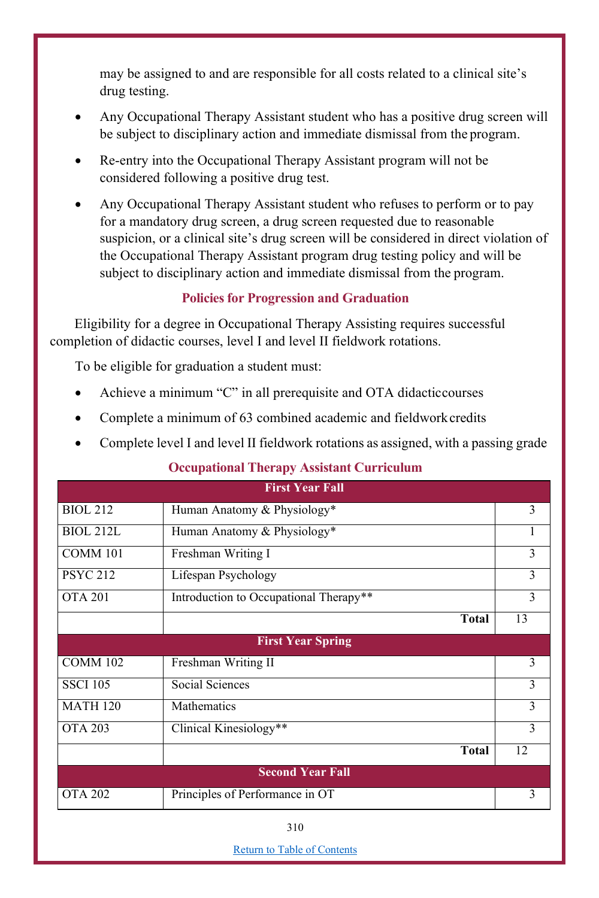may be assigned to and are responsible for all costs related to a clinical site's drug testing.

- Any Occupational Therapy Assistant student who has a positive drug screen will be subject to disciplinary action and immediate dismissal from the program.
- Re-entry into the Occupational Therapy Assistant program will not be considered following a positive drug test.
- Any Occupational Therapy Assistant student who refuses to perform or to pay for a mandatory drug screen, a drug screen requested due to reasonable suspicion, or a clinical site's drug screen will be considered in direct violation of the Occupational Therapy Assistant program drug testing policy and will be subject to disciplinary action and immediate dismissal from the program.

## Policies for Progression and Graduation

Eligibility for a degree in Occupational Therapy Assisting requires successful completion of didactic courses, level I and level II fieldwork rotations.

To be eligible for graduation a student must:

- Achieve a minimum "C" in all prerequisite and OTA didactic courses
- Complete a minimum of 63 combined academic and fieldwork credits
- Complete level I and level II fieldwork rotations as assigned, with a passing grade

## Occupational Therapy Assistant Curriculum

| First Year Fall | | |
|---|---|---|
| BIOL 212 | Human Anatomy & Physiology* | 3 |
| BIOL 212L | Human Anatomy & Physiology* | 1 |
| COMM 101 | Freshman Writing I | 3 |
| PSYC 212 | Lifespan Psychology | 3 |
| OTA 201 | Introduction to Occupational Therapy** | 3 |
| | **Total** | 13 |
| **First Year Spring** | | |
| COMM 102 | Freshman Writing II | 3 |
| SSCI 105 | Social Sciences | 3 |
| MATH 120 | Mathematics | 3 |
| OTA 203 | Clinical Kinesiology** | 3 |
| | **Total** | 12 |
| **Second Year Fall** | | |
| OTA 202 | Principles of Performance in OT | 3 |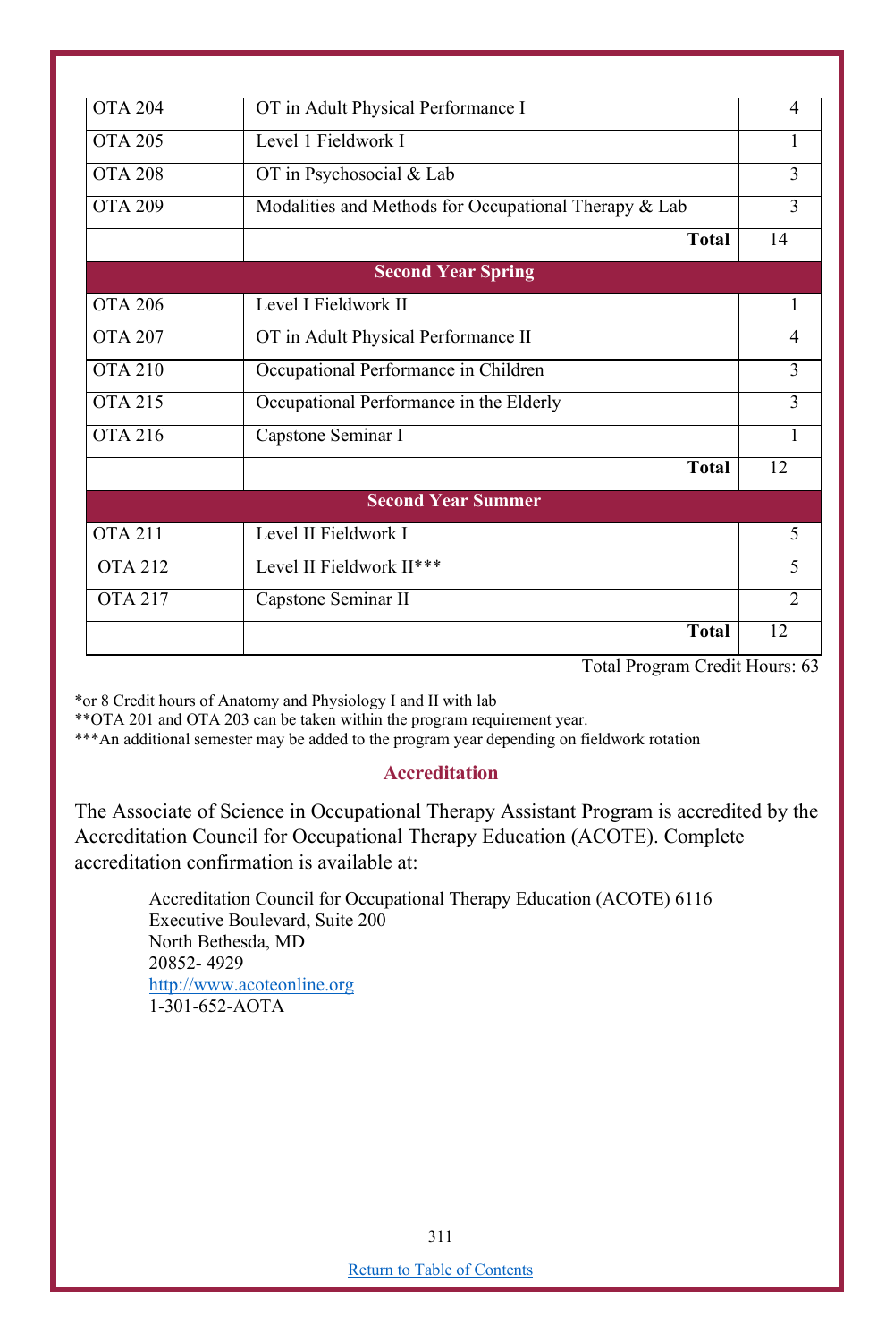| | | |
|---|---|---|
| OTA 204 | OT in Adult Physical Performance I | 4 |
| OTA 205 | Level 1 Fieldwork I | 1 |
| OTA 208 | OT in Psychosocial & Lab | 3 |
| OTA 209 | Modalities and Methods for Occupational Therapy & Lab | 3 |
| | **Total** | 14 |
| **Second Year Spring** | | |
| OTA 206 | Level I Fieldwork II | 1 |
| OTA 207 | OT in Adult Physical Performance II | 4 |
| OTA 210 | Occupational Performance in Children | 3 |
| OTA 215 | Occupational Performance in the Elderly | 3 |
| OTA 216 | Capstone Seminar I | 1 |
| | **Total** | 12 |
| **Second Year Summer** | | |
| OTA 211 | Level II Fieldwork I | 5 |
| OTA 212 | Level II Fieldwork II*** | 5 |
| OTA 217 | Capstone Seminar II | 2 |
| | **Total** | 12 |

Total Program Credit Hours: 63

*or 8 Credit hours of Anatomy and Physiology I and II with lab
**OTA 201 and OTA 203 can be taken within the program requirement year.
***An additional semester may be added to the program year depending on fieldwork rotation

## Accreditation

The Associate of Science in Occupational Therapy Assistant Program is accredited by the Accreditation Council for Occupational Therapy Education (ACOTE). Complete accreditation confirmation is available at:

Accreditation Council for Occupational Therapy Education (ACOTE) 6116
Executive Boulevard, Suite 200
North Bethesda, MD
20852- 4929
http://www.acoteonline.org
1-301-652-AOTA

Return to Table of Contents